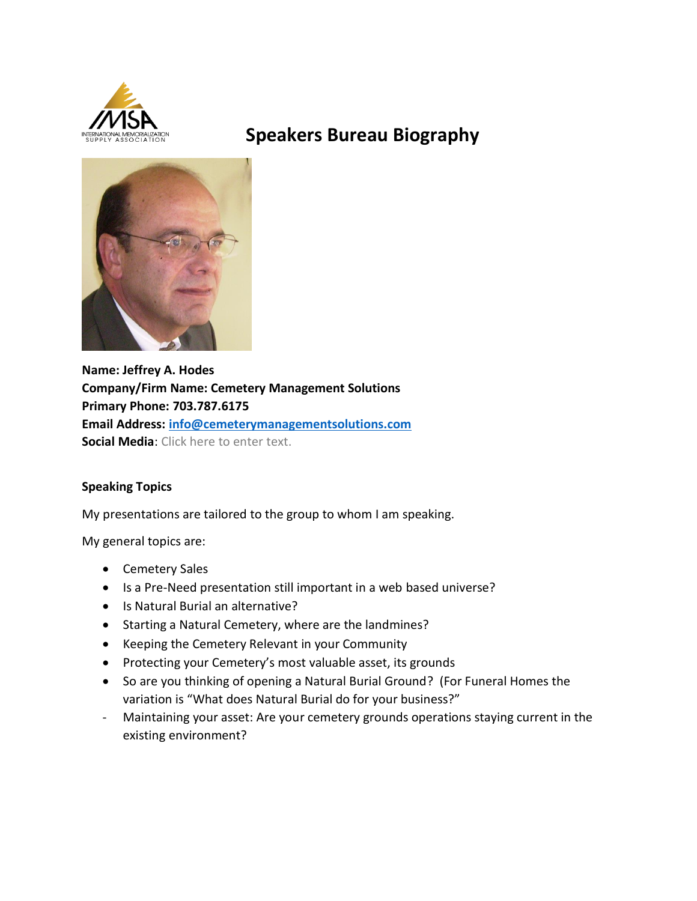# Speakers Bureau Biography

**Name: Jeffrey A. Hodes**
**Company/Firm Name: Cemetery Management Solutions**
**Primary Phone: 703.787.6175**
**Email Address: info@cemeterymanagementsolutions.com**
**Social Media**: Click here to enter text.

**Speaking Topics**

My presentations are tailored to the group to whom I am speaking.

My general topics are:

- Cemetery Sales
- Is a Pre-Need presentation still important in a web based universe?
- Is Natural Burial an alternative?
- Starting a Natural Cemetery, where are the landmines?
- Keeping the Cemetery Relevant in your Community
- Protecting your Cemetery's most valuable asset, its grounds
- So are you thinking of opening a Natural Burial Ground? (For Funeral Homes the variation is "What does Natural Burial do for your business?"
- Maintaining your asset: Are your cemetery grounds operations staying current in the existing environment?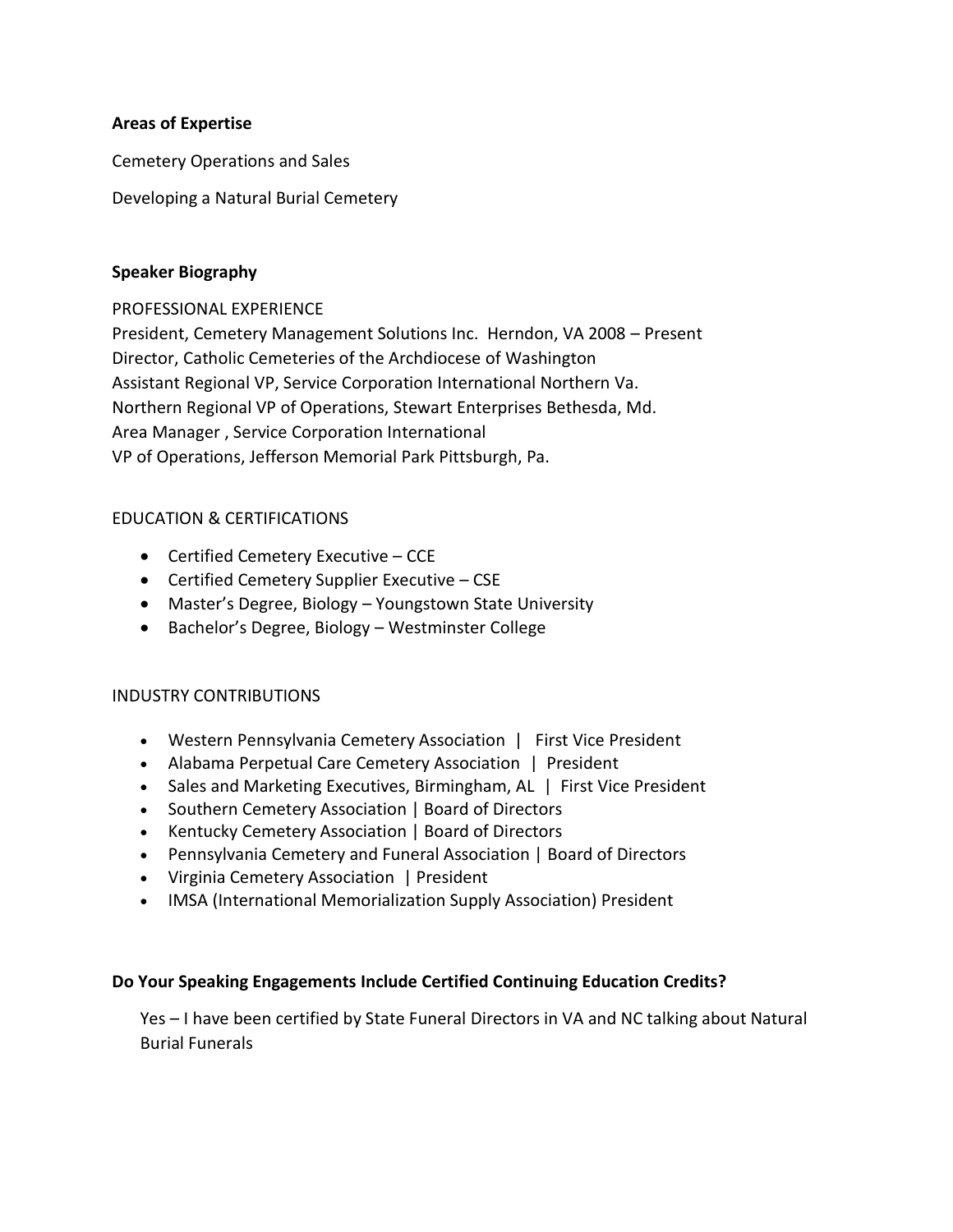**Areas of Expertise**

Cemetery Operations and Sales

Developing a Natural Burial Cemetery

**Speaker Biography**

PROFESSIONAL EXPERIENCE

President, Cemetery Management Solutions Inc. Herndon, VA 2008 – Present
Director, Catholic Cemeteries of the Archdiocese of Washington
Assistant Regional VP, Service Corporation International Northern Va.
Northern Regional VP of Operations, Stewart Enterprises Bethesda, Md.
Area Manager , Service Corporation International
VP of Operations, Jefferson Memorial Park Pittsburgh, Pa.

EDUCATION & CERTIFICATIONS

- Certified Cemetery Executive – CCE
- Certified Cemetery Supplier Executive – CSE
- Master's Degree, Biology – Youngstown State University
- Bachelor's Degree, Biology – Westminster College

INDUSTRY CONTRIBUTIONS

- Western Pennsylvania Cemetery Association | First Vice President
- Alabama Perpetual Care Cemetery Association | President
- Sales and Marketing Executives, Birmingham, AL | First Vice President
- Southern Cemetery Association | Board of Directors
- Kentucky Cemetery Association | Board of Directors
- Pennsylvania Cemetery and Funeral Association | Board of Directors
- Virginia Cemetery Association | President
- IMSA (International Memorialization Supply Association) President

**Do Your Speaking Engagements Include Certified Continuing Education Credits?**

Yes – I have been certified by State Funeral Directors in VA and NC talking about Natural Burial Funerals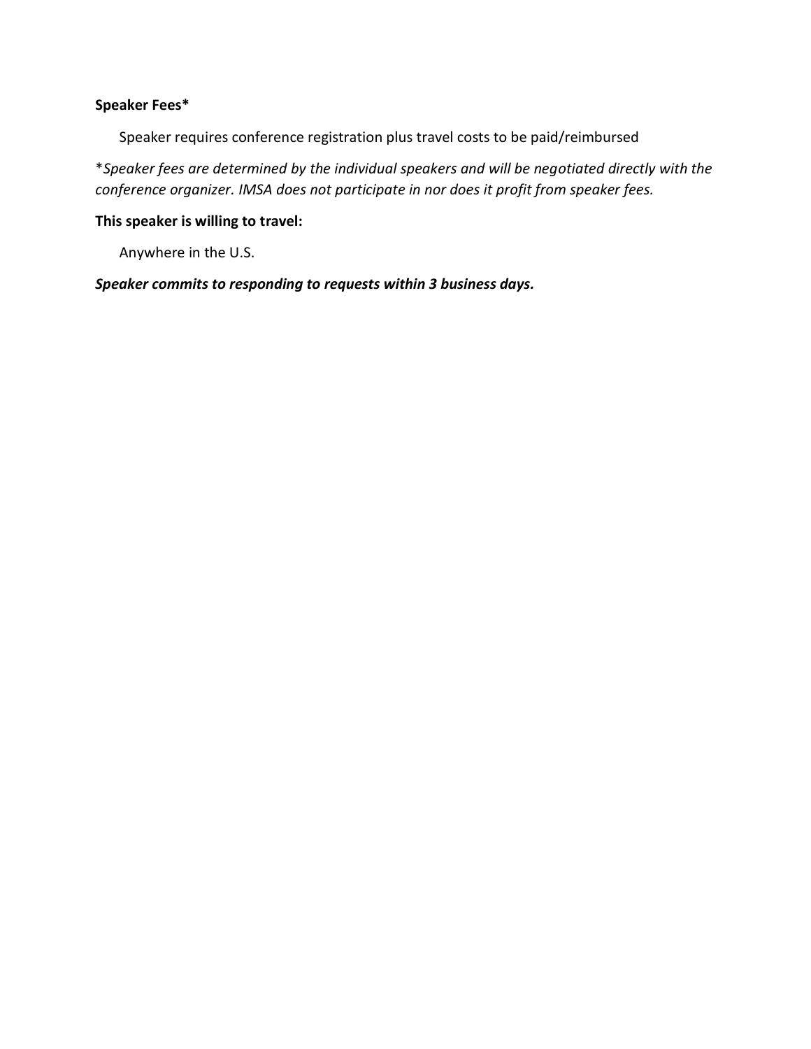**Speaker Fees***

Speaker requires conference registration plus travel costs to be paid/reimbursed

**Speaker fees are determined by the individual speakers and will be negotiated directly with the conference organizer. IMSA does not participate in nor does it profit from speaker fees.*

**This speaker is willing to travel:**

Anywhere in the U.S.

***Speaker commits to responding to requests within 3 business days.***